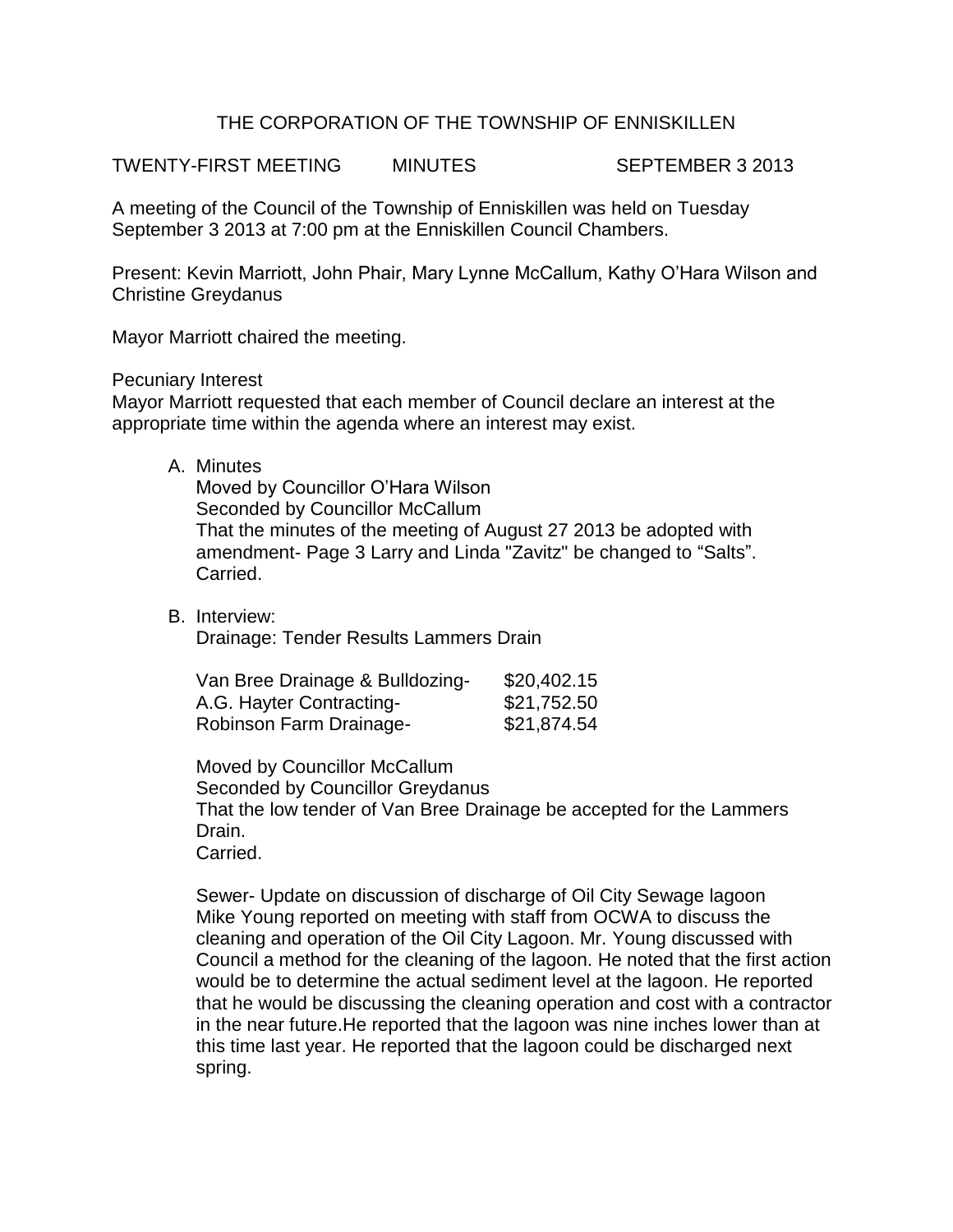# THE CORPORATION OF THE TOWNSHIP OF ENNISKILLEN

TWENTY-FIRST MEETING MINUTES SEPTEMBER 3 2013

A meeting of the Council of the Township of Enniskillen was held on Tuesday September 3 2013 at 7:00 pm at the Enniskillen Council Chambers.

Present: Kevin Marriott, John Phair, Mary Lynne McCallum, Kathy O'Hara Wilson and Christine Greydanus

Mayor Marriott chaired the meeting.

Pecuniary Interest

Mayor Marriott requested that each member of Council declare an interest at the appropriate time within the agenda where an interest may exist.

A. Minutes

   Moved by Councillor O'Hara Wilson
   Seconded by Councillor McCallum
   That the minutes of the meeting of August 27 2013 be adopted with amendment- Page 3 Larry and Linda "Zavitz" be changed to "Salts".
   Carried.

B. Interview:

   Drainage: Tender Results Lammers Drain

   | | |
   |---|---|
   | Van Bree Drainage & Bulldozing- | \$20,402.15 |
   | A.G. Hayter Contracting- | \$21,752.50 |
   | Robinson Farm Drainage- | \$21,874.54 |

   Moved by Councillor McCallum
   Seconded by Councillor Greydanus
   That the low tender of Van Bree Drainage be accepted for the Lammers Drain.
   Carried.

   Sewer- Update on discussion of discharge of Oil City Sewage lagoon
   Mike Young reported on meeting with staff from OCWA to discuss the cleaning and operation of the Oil City Lagoon. Mr. Young discussed with Council a method for the cleaning of the lagoon. He noted that the first action would be to determine the actual sediment level at the lagoon. He reported that he would be discussing the cleaning operation and cost with a contractor in the near future.He reported that the lagoon was nine inches lower than at this time last year. He reported that the lagoon could be discharged next spring.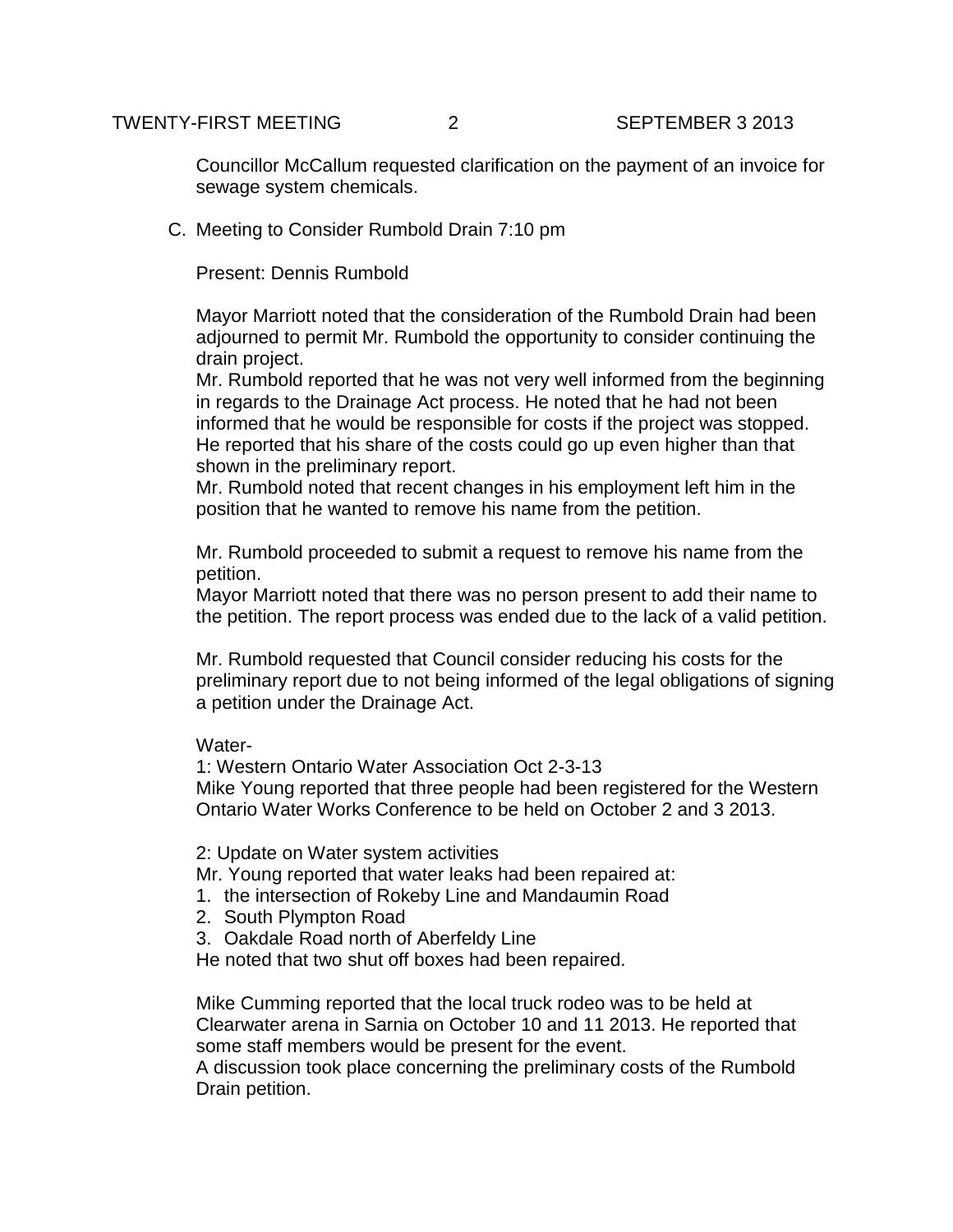Councillor McCallum requested clarification on the payment of an invoice for sewage system chemicals.

C. Meeting to Consider Rumbold Drain 7:10 pm

Present: Dennis Rumbold

Mayor Marriott noted that the consideration of the Rumbold Drain had been adjourned to permit Mr. Rumbold the opportunity to consider continuing the drain project.
Mr. Rumbold reported that he was not very well informed from the beginning in regards to the Drainage Act process. He noted that he had not been informed that he would be responsible for costs if the project was stopped. He reported that his share of the costs could go up even higher than that shown in the preliminary report.
Mr. Rumbold noted that recent changes in his employment left him in the position that he wanted to remove his name from the petition.

Mr. Rumbold proceeded to submit a request to remove his name from the petition.
Mayor Marriott noted that there was no person present to add their name to the petition. The report process was ended due to the lack of a valid petition.

Mr. Rumbold requested that Council consider reducing his costs for the preliminary report due to not being informed of the legal obligations of signing a petition under the Drainage Act.

Water-

1: Western Ontario Water Association Oct 2-3-13
Mike Young reported that three people had been registered for the Western Ontario Water Works Conference to be held on October 2 and 3 2013.

2: Update on Water system activities
Mr. Young reported that water leaks had been repaired at:

1. the intersection of Rokeby Line and Mandaumin Road
2. South Plympton Road
3. Oakdale Road north of Aberfeldy Line

He noted that two shut off boxes had been repaired.

Mike Cumming reported that the local truck rodeo was to be held at Clearwater arena in Sarnia on October 10 and 11 2013. He reported that some staff members would be present for the event.
A discussion took place concerning the preliminary costs of the Rumbold Drain petition.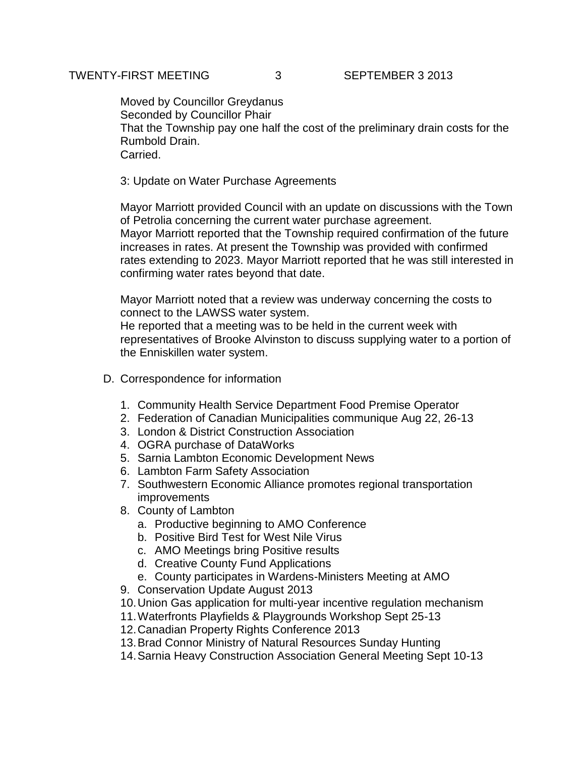Moved by Councillor Greydanus
Seconded by Councillor Phair
That the Township pay one half the cost of the preliminary drain costs for the Rumbold Drain.
Carried.

3: Update on Water Purchase Agreements

Mayor Marriott provided Council with an update on discussions with the Town of Petrolia concerning the current water purchase agreement.
Mayor Marriott reported that the Township required confirmation of the future increases in rates. At present the Township was provided with confirmed rates extending to 2023. Mayor Marriott reported that he was still interested in confirming water rates beyond that date.

Mayor Marriott noted that a review was underway concerning the costs to connect to the LAWSS water system.
He reported that a meeting was to be held in the current week with representatives of Brooke Alvinston to discuss supplying water to a portion of the Enniskillen water system.

D. Correspondence for information

1. Community Health Service Department Food Premise Operator
2. Federation of Canadian Municipalities communique Aug 22, 26-13
3. London & District Construction Association
4. OGRA purchase of DataWorks
5. Sarnia Lambton Economic Development News
6. Lambton Farm Safety Association
7. Southwestern Economic Alliance promotes regional transportation improvements
8. County of Lambton
   a. Productive beginning to AMO Conference
   b. Positive Bird Test for West Nile Virus
   c. AMO Meetings bring Positive results
   d. Creative County Fund Applications
   e. County participates in Wardens-Ministers Meeting at AMO
9. Conservation Update August 2013
10. Union Gas application for multi-year incentive regulation mechanism
11. Waterfronts Playfields & Playgrounds Workshop Sept 25-13
12. Canadian Property Rights Conference 2013
13. Brad Connor Ministry of Natural Resources Sunday Hunting
14. Sarnia Heavy Construction Association General Meeting Sept 10-13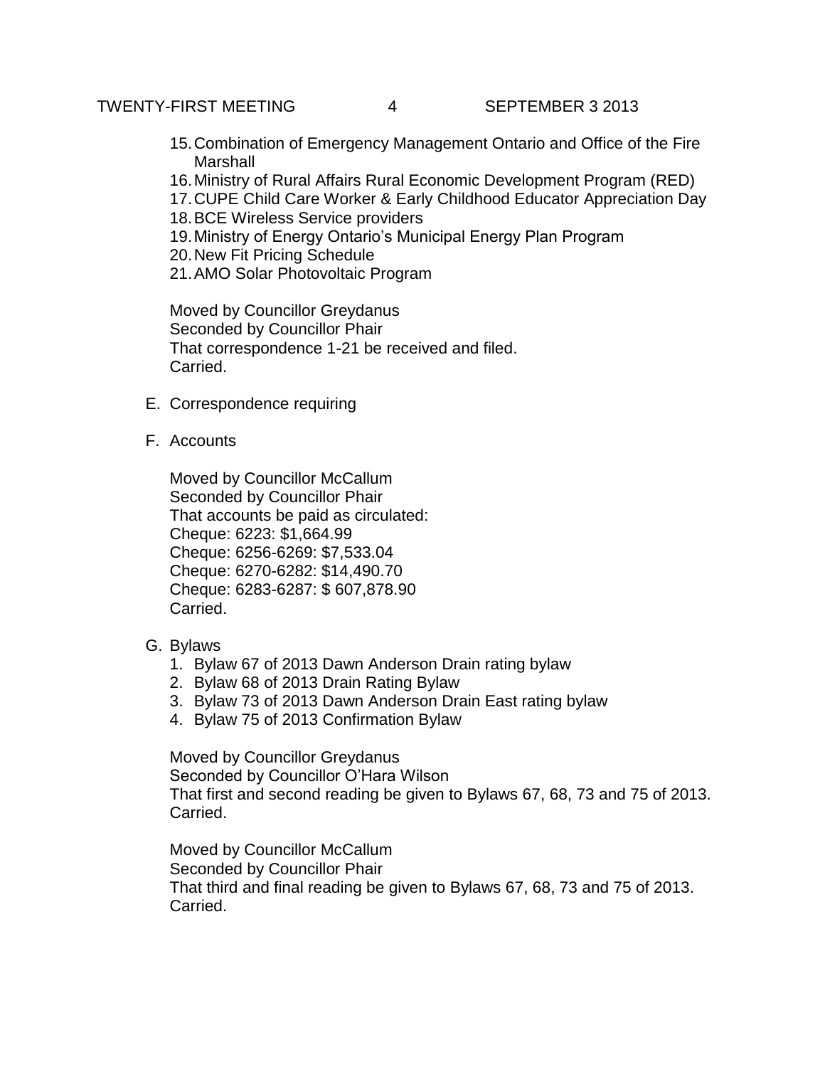15. Combination of Emergency Management Ontario and Office of the Fire Marshall
16. Ministry of Rural Affairs Rural Economic Development Program (RED)
17. CUPE Child Care Worker & Early Childhood Educator Appreciation Day
18. BCE Wireless Service providers
19. Ministry of Energy Ontario's Municipal Energy Plan Program
20. New Fit Pricing Schedule
21. AMO Solar Photovoltaic Program

Moved by Councillor Greydanus
Seconded by Councillor Phair
That correspondence 1-21 be received and filed.
Carried.

E. Correspondence requiring

F. Accounts

Moved by Councillor McCallum
Seconded by Councillor Phair
That accounts be paid as circulated:
Cheque: 6223: $1,664.99
Cheque: 6256-6269: $7,533.04
Cheque: 6270-6282: $14,490.70
Cheque: 6283-6287: $ 607,878.90
Carried.

G. Bylaws

1. Bylaw 67 of 2013 Dawn Anderson Drain rating bylaw
2. Bylaw 68 of 2013 Drain Rating Bylaw
3. Bylaw 73 of 2013 Dawn Anderson Drain East rating bylaw
4. Bylaw 75 of 2013 Confirmation Bylaw

Moved by Councillor Greydanus
Seconded by Councillor O'Hara Wilson
That first and second reading be given to Bylaws 67, 68, 73 and 75 of 2013.
Carried.

Moved by Councillor McCallum
Seconded by Councillor Phair
That third and final reading be given to Bylaws 67, 68, 73 and 75 of 2013.
Carried.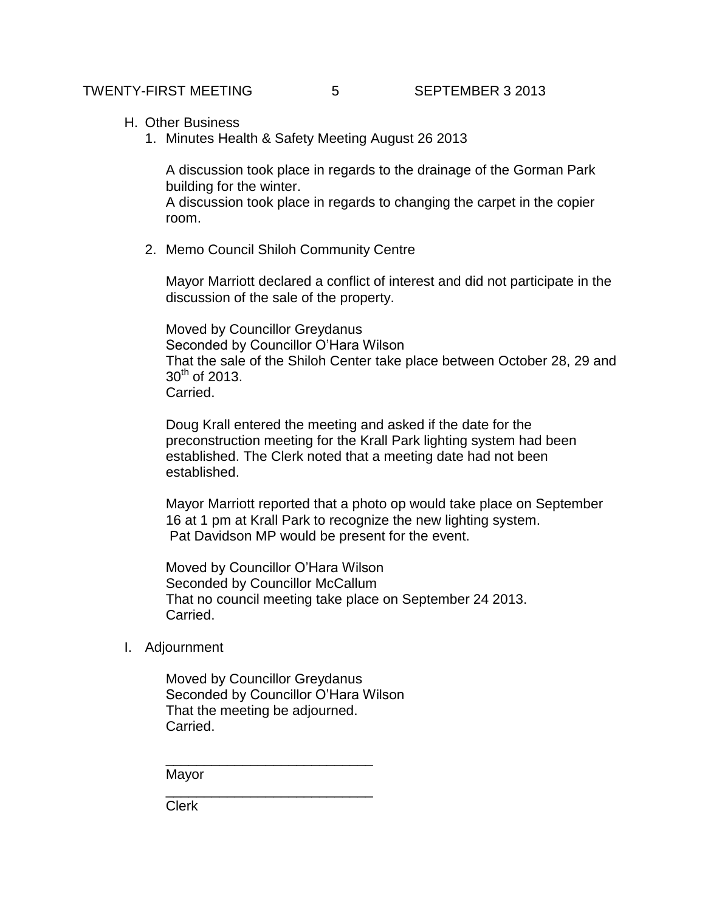H. Other Business

1. Minutes Health & Safety Meeting August 26 2013

   A discussion took place in regards to the drainage of the Gorman Park building for the winter.
   A discussion took place in regards to changing the carpet in the copier room.

2. Memo Council Shiloh Community Centre

   Mayor Marriott declared a conflict of interest and did not participate in the discussion of the sale of the property.

   Moved by Councillor Greydanus
   Seconded by Councillor O'Hara Wilson
   That the sale of the Shiloh Center take place between October 28, 29 and 30th of 2013.
   Carried.

   Doug Krall entered the meeting and asked if the date for the preconstruction meeting for the Krall Park lighting system had been established. The Clerk noted that a meeting date had not been established.

   Mayor Marriott reported that a photo op would take place on September 16 at 1 pm at Krall Park to recognize the new lighting system.
   Pat Davidson MP would be present for the event.

   Moved by Councillor O'Hara Wilson
   Seconded by Councillor McCallum
   That no council meeting take place on September 24 2013.
   Carried.

I. Adjournment

   Moved by Councillor Greydanus
   Seconded by Councillor O'Hara Wilson
   That the meeting be adjourned.
   Carried.

   ___________________________
   Mayor
   ___________________________
   Clerk